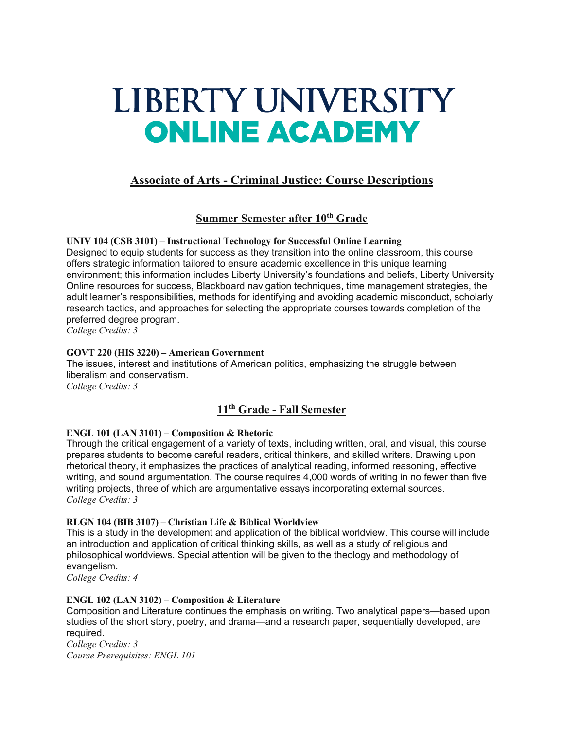# LIBERTY UNIVERSITY
# ONLINE ACADEMY

## Associate of Arts - Criminal Justice: Course Descriptions

### Summer Semester after 10th Grade

**UNIV 104 (CSB 3101) – Instructional Technology for Successful Online Learning**
Designed to equip students for success as they transition into the online classroom, this course offers strategic information tailored to ensure academic excellence in this unique learning environment; this information includes Liberty University's foundations and beliefs, Liberty University Online resources for success, Blackboard navigation techniques, time management strategies, the adult learner's responsibilities, methods for identifying and avoiding academic misconduct, scholarly research tactics, and approaches for selecting the appropriate courses towards completion of the preferred degree program.
*College Credits: 3*

**GOVT 220 (HIS 3220) – American Government**
The issues, interest and institutions of American politics, emphasizing the struggle between liberalism and conservatism.
*College Credits: 3*

### 11th Grade - Fall Semester

**ENGL 101 (LAN 3101) – Composition & Rhetoric**
Through the critical engagement of a variety of texts, including written, oral, and visual, this course prepares students to become careful readers, critical thinkers, and skilled writers. Drawing upon rhetorical theory, it emphasizes the practices of analytical reading, informed reasoning, effective writing, and sound argumentation. The course requires 4,000 words of writing in no fewer than five writing projects, three of which are argumentative essays incorporating external sources.
*College Credits: 3*

**RLGN 104 (BIB 3107) – Christian Life & Biblical Worldview**
This is a study in the development and application of the biblical worldview. This course will include an introduction and application of critical thinking skills, as well as a study of religious and philosophical worldviews. Special attention will be given to the theology and methodology of evangelism.
*College Credits: 4*

**ENGL 102 (LAN 3102) – Composition & Literature**
Composition and Literature continues the emphasis on writing. Two analytical papers—based upon studies of the short story, poetry, and drama—and a research paper, sequentially developed, are required.
*College Credits: 3*
*Course Prerequisites: ENGL 101*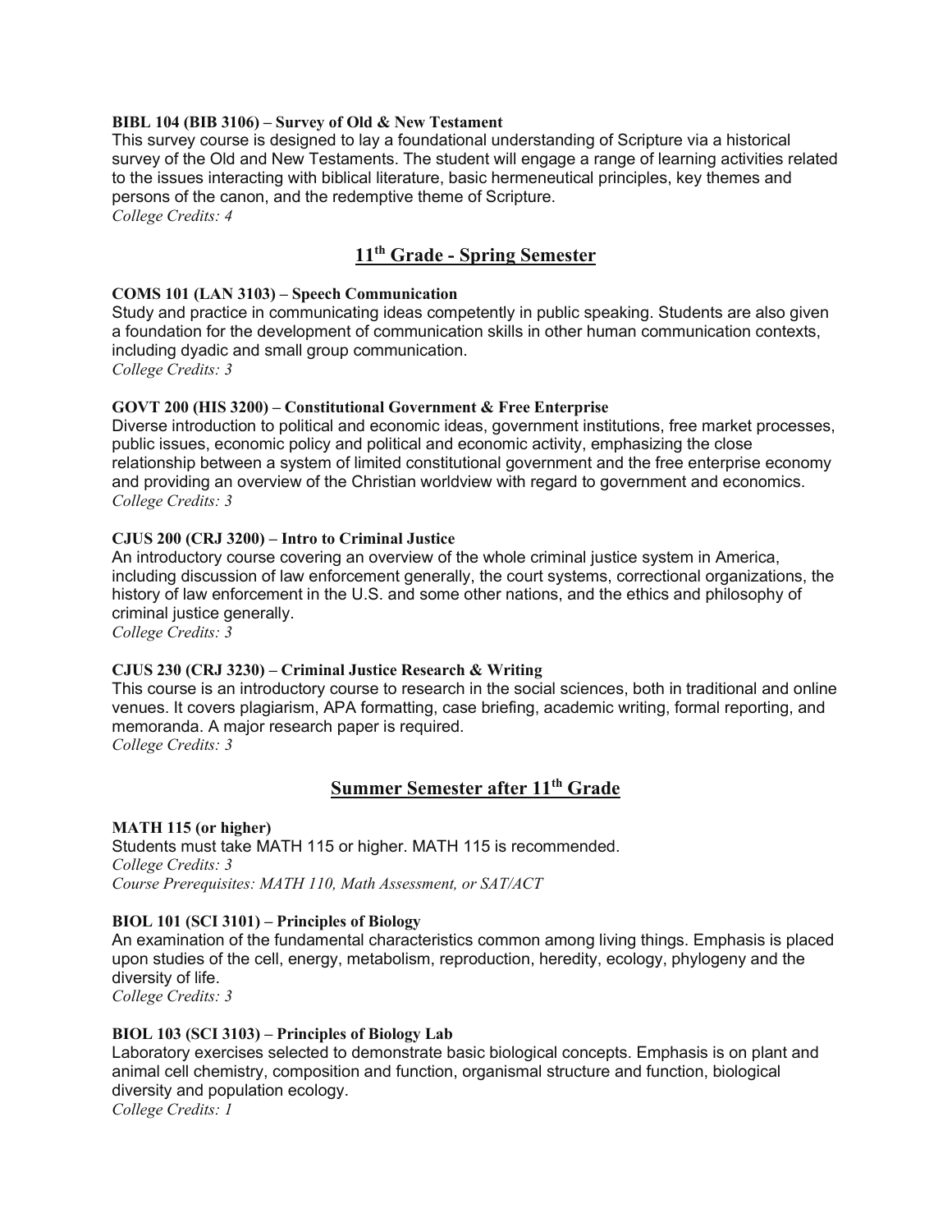**BIBL 104 (BIB 3106) – Survey of Old & New Testament**
This survey course is designed to lay a foundational understanding of Scripture via a historical survey of the Old and New Testaments. The student will engage a range of learning activities related to the issues interacting with biblical literature, basic hermeneutical principles, key themes and persons of the canon, and the redemptive theme of Scripture.
*College Credits: 4*

## 11th Grade - Spring Semester

**COMS 101 (LAN 3103) – Speech Communication**
Study and practice in communicating ideas competently in public speaking. Students are also given a foundation for the development of communication skills in other human communication contexts, including dyadic and small group communication.
*College Credits: 3*

**GOVT 200 (HIS 3200) – Constitutional Government & Free Enterprise**
Diverse introduction to political and economic ideas, government institutions, free market processes, public issues, economic policy and political and economic activity, emphasizing the close relationship between a system of limited constitutional government and the free enterprise economy and providing an overview of the Christian worldview with regard to government and economics.
*College Credits: 3*

**CJUS 200 (CRJ 3200) – Intro to Criminal Justice**
An introductory course covering an overview of the whole criminal justice system in America, including discussion of law enforcement generally, the court systems, correctional organizations, the history of law enforcement in the U.S. and some other nations, and the ethics and philosophy of criminal justice generally.
*College Credits: 3*

**CJUS 230 (CRJ 3230) – Criminal Justice Research & Writing**
This course is an introductory course to research in the social sciences, both in traditional and online venues. It covers plagiarism, APA formatting, case briefing, academic writing, formal reporting, and memoranda. A major research paper is required.
*College Credits: 3*

## Summer Semester after 11th Grade

**MATH 115 (or higher)**
Students must take MATH 115 or higher. MATH 115 is recommended.
*College Credits: 3*
*Course Prerequisites: MATH 110, Math Assessment, or SAT/ACT*

**BIOL 101 (SCI 3101) – Principles of Biology**
An examination of the fundamental characteristics common among living things. Emphasis is placed upon studies of the cell, energy, metabolism, reproduction, heredity, ecology, phylogeny and the diversity of life.
*College Credits: 3*

**BIOL 103 (SCI 3103) – Principles of Biology Lab**
Laboratory exercises selected to demonstrate basic biological concepts. Emphasis is on plant and animal cell chemistry, composition and function, organismal structure and function, biological diversity and population ecology.
*College Credits: 1*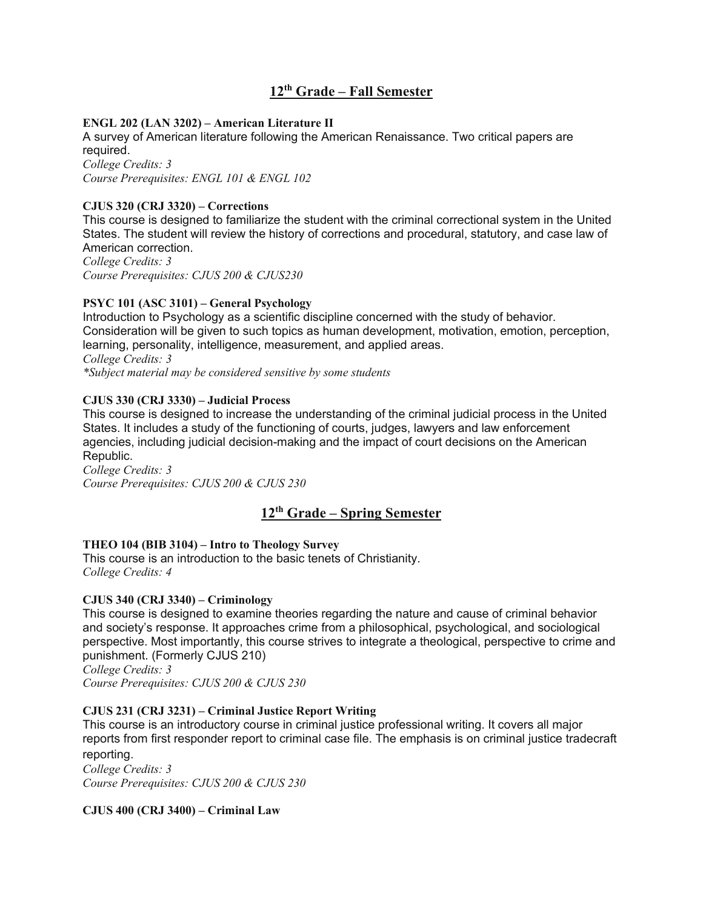## 12th Grade – Fall Semester

**ENGL 202 (LAN 3202) – American Literature II**
A survey of American literature following the American Renaissance. Two critical papers are required.
*College Credits: 3*
*Course Prerequisites: ENGL 101 & ENGL 102*

**CJUS 320 (CRJ 3320) – Corrections**
This course is designed to familiarize the student with the criminal correctional system in the United States. The student will review the history of corrections and procedural, statutory, and case law of American correction.
*College Credits: 3*
*Course Prerequisites: CJUS 200 & CJUS230*

**PSYC 101 (ASC 3101) – General Psychology**
Introduction to Psychology as a scientific discipline concerned with the study of behavior. Consideration will be given to such topics as human development, motivation, emotion, perception, learning, personality, intelligence, measurement, and applied areas.
*College Credits: 3*
**Subject material may be considered sensitive by some students*

**CJUS 330 (CRJ 3330) – Judicial Process**
This course is designed to increase the understanding of the criminal judicial process in the United States. It includes a study of the functioning of courts, judges, lawyers and law enforcement agencies, including judicial decision-making and the impact of court decisions on the American Republic.
*College Credits: 3*
*Course Prerequisites: CJUS 200 & CJUS 230*

## 12th Grade – Spring Semester

**THEO 104 (BIB 3104) – Intro to Theology Survey**
This course is an introduction to the basic tenets of Christianity.
*College Credits: 4*

**CJUS 340 (CRJ 3340) – Criminology**
This course is designed to examine theories regarding the nature and cause of criminal behavior and society's response. It approaches crime from a philosophical, psychological, and sociological perspective. Most importantly, this course strives to integrate a theological, perspective to crime and punishment. (Formerly CJUS 210)
*College Credits: 3*
*Course Prerequisites: CJUS 200 & CJUS 230*

**CJUS 231 (CRJ 3231) – Criminal Justice Report Writing**
This course is an introductory course in criminal justice professional writing. It covers all major reports from first responder report to criminal case file. The emphasis is on criminal justice tradecraft reporting.
*College Credits: 3*
*Course Prerequisites: CJUS 200 & CJUS 230*

**CJUS 400 (CRJ 3400) – Criminal Law**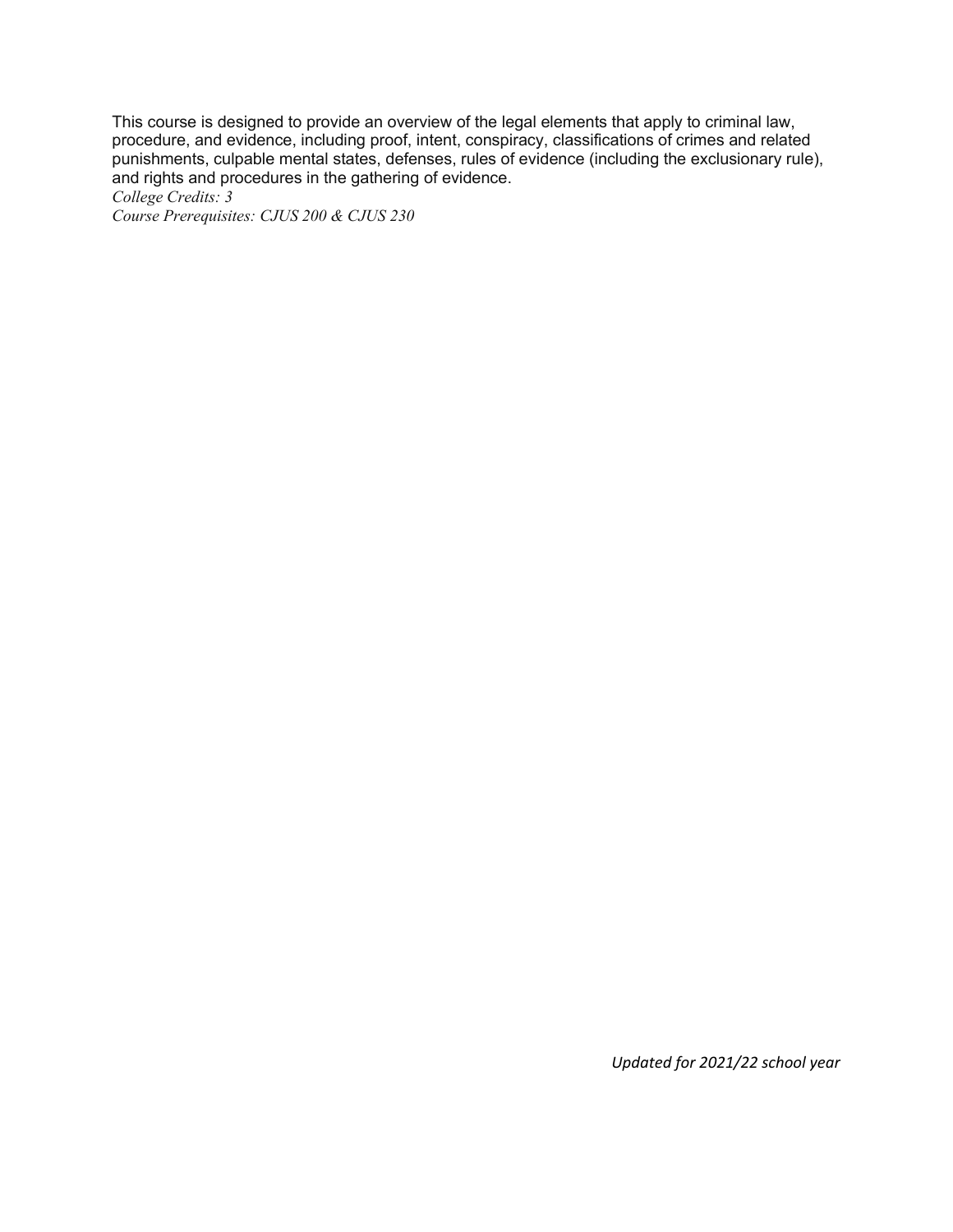This course is designed to provide an overview of the legal elements that apply to criminal law, procedure, and evidence, including proof, intent, conspiracy, classifications of crimes and related punishments, culpable mental states, defenses, rules of evidence (including the exclusionary rule), and rights and procedures in the gathering of evidence.

*College Credits: 3*

*Course Prerequisites: CJUS 200 & CJUS 230*

*Updated for 2021/22 school year*